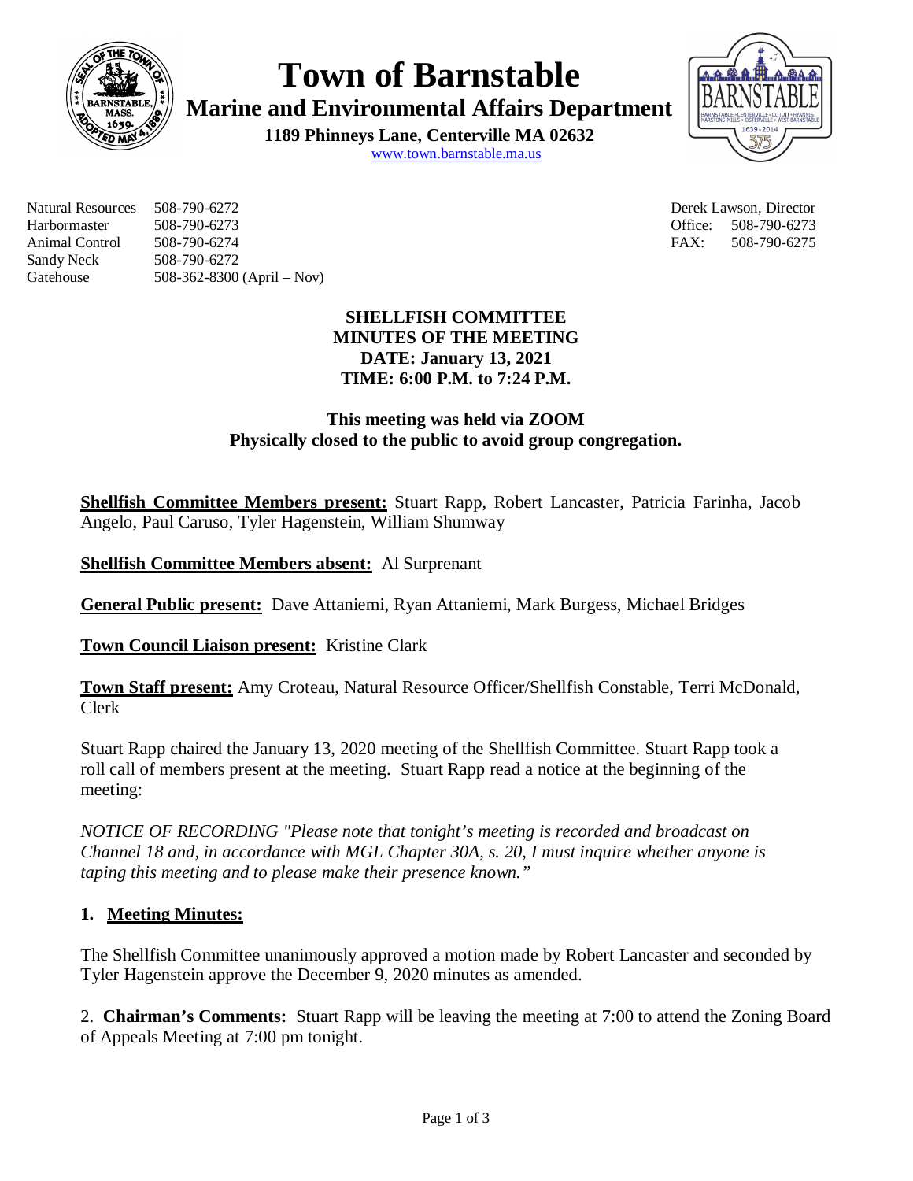# Town of Barnstable

## Marine and Environmental Affairs Department

**1189 Phinneys Lane, Centerville MA 02632**

www.town.barnstable.ma.us

| | | | |
|---|---|---|---|
| Natural Resources | 508-790-6272 | Derek Lawson, Director | |
| Harbormaster | 508-790-6273 | Office: | 508-790-6273 |
| Animal Control | 508-790-6274 | FAX: | 508-790-6275 |
| Sandy Neck | 508-790-6272 | | |
| Gatehouse | 508-362-8300 (April – Nov) | | |

**SHELLFISH COMMITTEE**
**MINUTES OF THE MEETING**
**DATE: January 13, 2021**
**TIME: 6:00 P.M. to 7:24 P.M.**

**This meeting was held via ZOOM**
**Physically closed to the public to avoid group congregation.**

**Shellfish Committee Members present:** Stuart Rapp, Robert Lancaster, Patricia Farinha, Jacob Angelo, Paul Caruso, Tyler Hagenstein, William Shumway

**Shellfish Committee Members absent:** Al Surprenant

**General Public present:** Dave Attaniemi, Ryan Attaniemi, Mark Burgess, Michael Bridges

**Town Council Liaison present:** Kristine Clark

**Town Staff present:** Amy Croteau, Natural Resource Officer/Shellfish Constable, Terri McDonald, Clerk

Stuart Rapp chaired the January 13, 2020 meeting of the Shellfish Committee. Stuart Rapp took a roll call of members present at the meeting. Stuart Rapp read a notice at the beginning of the meeting:

*NOTICE OF RECORDING "Please note that tonight's meeting is recorded and broadcast on Channel 18 and, in accordance with MGL Chapter 30A, s. 20, I must inquire whether anyone is taping this meeting and to please make their presence known."*

1. **Meeting Minutes:**

The Shellfish Committee unanimously approved a motion made by Robert Lancaster and seconded by Tyler Hagenstein approve the December 9, 2020 minutes as amended.

2. **Chairman's Comments:** Stuart Rapp will be leaving the meeting at 7:00 to attend the Zoning Board of Appeals Meeting at 7:00 pm tonight.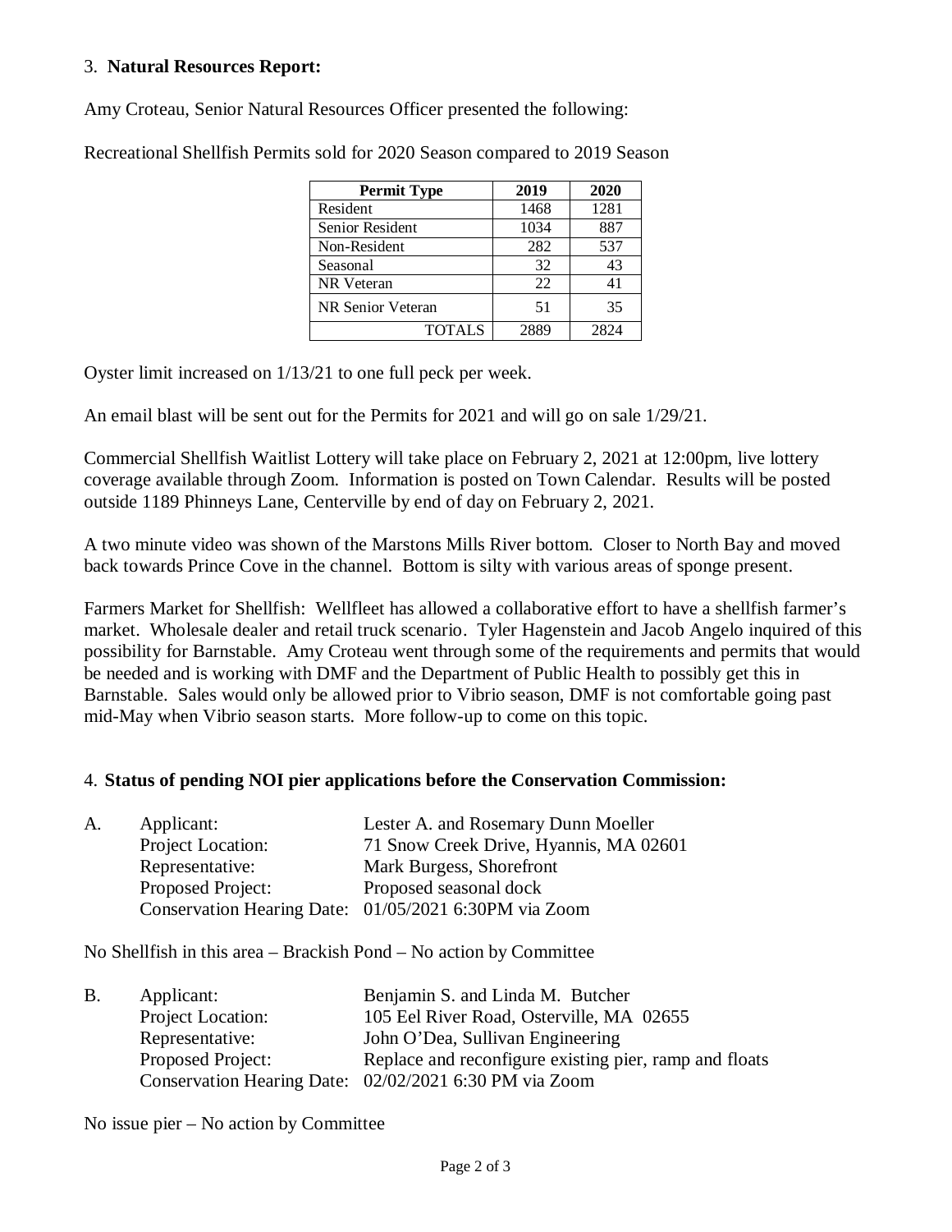3. **Natural Resources Report:**

Amy Croteau, Senior Natural Resources Officer presented the following:

Recreational Shellfish Permits sold for 2020 Season compared to 2019 Season

| Permit Type | 2019 | 2020 |
|---|---|---|
| Resident | 1468 | 1281 |
| Senior Resident | 1034 | 887 |
| Non-Resident | 282 | 537 |
| Seasonal | 32 | 43 |
| NR Veteran | 22 | 41 |
| NR Senior Veteran | 51 | 35 |
| TOTALS | 2889 | 2824 |

Oyster limit increased on 1/13/21 to one full peck per week.

An email blast will be sent out for the Permits for 2021 and will go on sale 1/29/21.

Commercial Shellfish Waitlist Lottery will take place on February 2, 2021 at 12:00pm, live lottery coverage available through Zoom. Information is posted on Town Calendar. Results will be posted outside 1189 Phinneys Lane, Centerville by end of day on February 2, 2021.

A two minute video was shown of the Marstons Mills River bottom. Closer to North Bay and moved back towards Prince Cove in the channel. Bottom is silty with various areas of sponge present.

Farmers Market for Shellfish: Wellfleet has allowed a collaborative effort to have a shellfish farmer's market. Wholesale dealer and retail truck scenario. Tyler Hagenstein and Jacob Angelo inquired of this possibility for Barnstable. Amy Croteau went through some of the requirements and permits that would be needed and is working with DMF and the Department of Public Health to possibly get this in Barnstable. Sales would only be allowed prior to Vibrio season, DMF is not comfortable going past mid-May when Vibrio season starts. More follow-up to come on this topic.

4. **Status of pending NOI pier applications before the Conservation Commission:**

A. Applicant: Lester A. and Rosemary Dunn Moeller
Project Location: 71 Snow Creek Drive, Hyannis, MA 02601
Representative: Mark Burgess, Shorefront
Proposed Project: Proposed seasonal dock
Conservation Hearing Date: 01/05/2021 6:30PM via Zoom

No Shellfish in this area – Brackish Pond – No action by Committee

B. Applicant: Benjamin S. and Linda M. Butcher
Project Location: 105 Eel River Road, Osterville, MA 02655
Representative: John O'Dea, Sullivan Engineering
Proposed Project: Replace and reconfigure existing pier, ramp and floats
Conservation Hearing Date: 02/02/2021 6:30 PM via Zoom

No issue pier – No action by Committee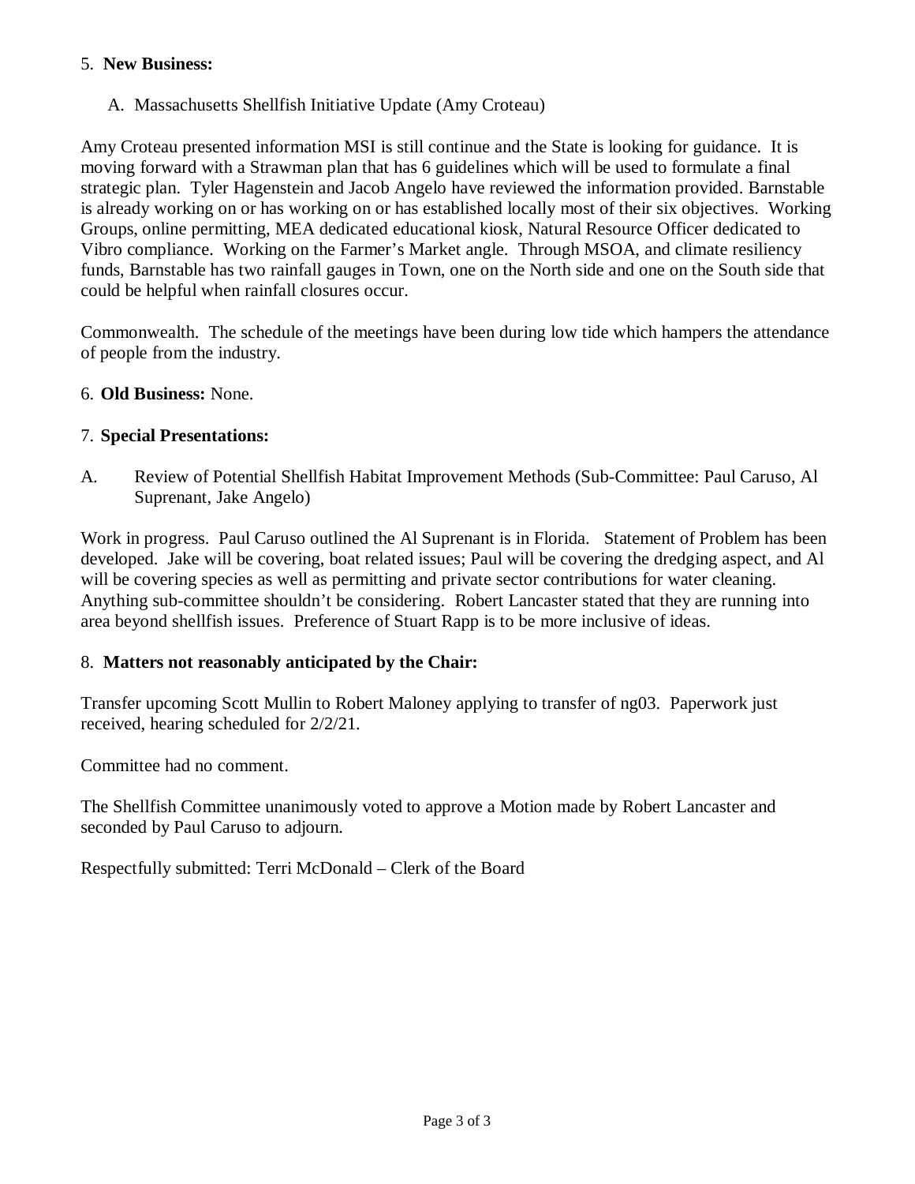5. **New Business:**

   A. Massachusetts Shellfish Initiative Update (Amy Croteau)

Amy Croteau presented information MSI is still continue and the State is looking for guidance. It is moving forward with a Strawman plan that has 6 guidelines which will be used to formulate a final strategic plan. Tyler Hagenstein and Jacob Angelo have reviewed the information provided. Barnstable is already working on or has working on or has established locally most of their six objectives. Working Groups, online permitting, MEA dedicated educational kiosk, Natural Resource Officer dedicated to Vibro compliance. Working on the Farmer's Market angle. Through MSOA, and climate resiliency funds, Barnstable has two rainfall gauges in Town, one on the North side and one on the South side that could be helpful when rainfall closures occur.

Commonwealth. The schedule of the meetings have been during low tide which hampers the attendance of people from the industry.

6. **Old Business:** None.

7. **Special Presentations:**

A. Review of Potential Shellfish Habitat Improvement Methods (Sub-Committee: Paul Caruso, Al Suprenant, Jake Angelo)

Work in progress. Paul Caruso outlined the Al Suprenant is in Florida. Statement of Problem has been developed. Jake will be covering, boat related issues; Paul will be covering the dredging aspect, and Al will be covering species as well as permitting and private sector contributions for water cleaning. Anything sub-committee shouldn't be considering. Robert Lancaster stated that they are running into area beyond shellfish issues. Preference of Stuart Rapp is to be more inclusive of ideas.

8. **Matters not reasonably anticipated by the Chair:**

Transfer upcoming Scott Mullin to Robert Maloney applying to transfer of ng03. Paperwork just received, hearing scheduled for 2/2/21.

Committee had no comment.

The Shellfish Committee unanimously voted to approve a Motion made by Robert Lancaster and seconded by Paul Caruso to adjourn.

Respectfully submitted: Terri McDonald – Clerk of the Board